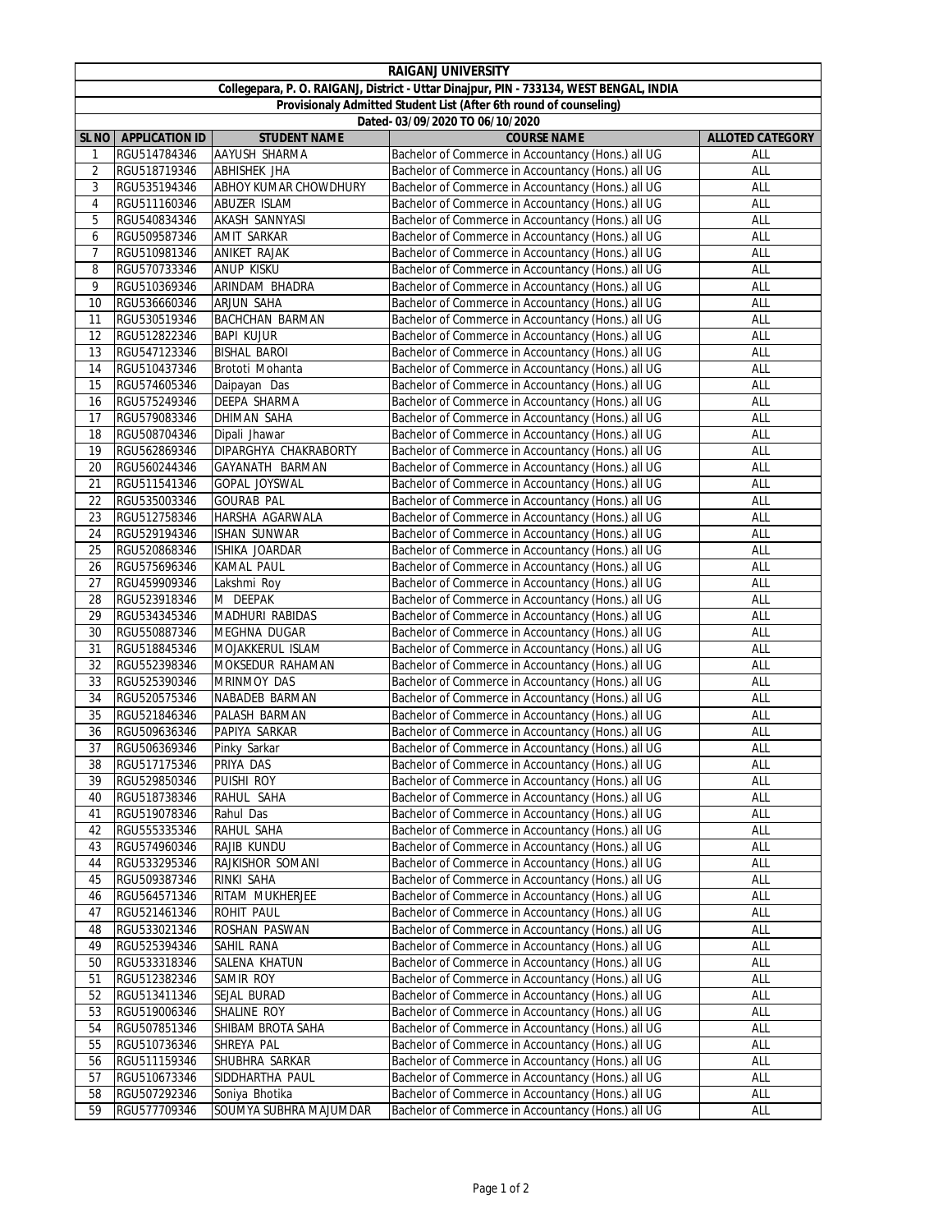# RAIGANJ UNIVERSITY

**Collegepara, P. O. RAIGANJ, District - Uttar Dinajpur, PIN - 733134, WEST BENGAL, INDIA**

**Provisionaly Admitted Student List (After 6th round of counseling)**

**Dated- 03/09/2020 TO 06/10/2020**

| SL NO | APPLICATION ID | STUDENT NAME | COURSE NAME | ALLOTED CATEGORY |
|---|---|---|---|---|
| 1 | RGU514784346 | AAYUSH SHARMA | Bachelor of Commerce in Accountancy (Hons.) all UG | ALL |
| 2 | RGU518719346 | ABHISHEK JHA | Bachelor of Commerce in Accountancy (Hons.) all UG | ALL |
| 3 | RGU535194346 | ABHOY KUMAR CHOWDHURY | Bachelor of Commerce in Accountancy (Hons.) all UG | ALL |
| 4 | RGU511160346 | ABUZER ISLAM | Bachelor of Commerce in Accountancy (Hons.) all UG | ALL |
| 5 | RGU540834346 | AKASH SANNYASI | Bachelor of Commerce in Accountancy (Hons.) all UG | ALL |
| 6 | RGU509587346 | AMIT SARKAR | Bachelor of Commerce in Accountancy (Hons.) all UG | ALL |
| 7 | RGU510981346 | ANIKET RAJAK | Bachelor of Commerce in Accountancy (Hons.) all UG | ALL |
| 8 | RGU570733346 | ANUP KISKU | Bachelor of Commerce in Accountancy (Hons.) all UG | ALL |
| 9 | RGU510369346 | ARINDAM BHADRA | Bachelor of Commerce in Accountancy (Hons.) all UG | ALL |
| 10 | RGU536660346 | ARJUN SAHA | Bachelor of Commerce in Accountancy (Hons.) all UG | ALL |
| 11 | RGU530519346 | BACHCHAN BARMAN | Bachelor of Commerce in Accountancy (Hons.) all UG | ALL |
| 12 | RGU512822346 | BAPI KUJUR | Bachelor of Commerce in Accountancy (Hons.) all UG | ALL |
| 13 | RGU547123346 | BISHAL BAROI | Bachelor of Commerce in Accountancy (Hons.) all UG | ALL |
| 14 | RGU510437346 | Brototi Mohanta | Bachelor of Commerce in Accountancy (Hons.) all UG | ALL |
| 15 | RGU574605346 | Daipayan Das | Bachelor of Commerce in Accountancy (Hons.) all UG | ALL |
| 16 | RGU575249346 | DEEPA SHARMA | Bachelor of Commerce in Accountancy (Hons.) all UG | ALL |
| 17 | RGU579083346 | DHIMAN SAHA | Bachelor of Commerce in Accountancy (Hons.) all UG | ALL |
| 18 | RGU508704346 | Dipali Jhawar | Bachelor of Commerce in Accountancy (Hons.) all UG | ALL |
| 19 | RGU562869346 | DIPARGHYA CHAKRABORTY | Bachelor of Commerce in Accountancy (Hons.) all UG | ALL |
| 20 | RGU560244346 | GAYANATH BARMAN | Bachelor of Commerce in Accountancy (Hons.) all UG | ALL |
| 21 | RGU511541346 | GOPAL JOYSWAL | Bachelor of Commerce in Accountancy (Hons.) all UG | ALL |
| 22 | RGU535003346 | GOURAB PAL | Bachelor of Commerce in Accountancy (Hons.) all UG | ALL |
| 23 | RGU512758346 | HARSHA AGARWALA | Bachelor of Commerce in Accountancy (Hons.) all UG | ALL |
| 24 | RGU529194346 | ISHAN SUNWAR | Bachelor of Commerce in Accountancy (Hons.) all UG | ALL |
| 25 | RGU520868346 | ISHIKA JOARDAR | Bachelor of Commerce in Accountancy (Hons.) all UG | ALL |
| 26 | RGU575696346 | KAMAL PAUL | Bachelor of Commerce in Accountancy (Hons.) all UG | ALL |
| 27 | RGU459909346 | Lakshmi Roy | Bachelor of Commerce in Accountancy (Hons.) all UG | ALL |
| 28 | RGU523918346 | M DEEPAK | Bachelor of Commerce in Accountancy (Hons.) all UG | ALL |
| 29 | RGU534345346 | MADHURI RABIDAS | Bachelor of Commerce in Accountancy (Hons.) all UG | ALL |
| 30 | RGU550887346 | MEGHNA DUGAR | Bachelor of Commerce in Accountancy (Hons.) all UG | ALL |
| 31 | RGU518845346 | MOJAKKERUL ISLAM | Bachelor of Commerce in Accountancy (Hons.) all UG | ALL |
| 32 | RGU552398346 | MOKSEDUR RAHAMAN | Bachelor of Commerce in Accountancy (Hons.) all UG | ALL |
| 33 | RGU525390346 | MRINMOY DAS | Bachelor of Commerce in Accountancy (Hons.) all UG | ALL |
| 34 | RGU520575346 | NABADEB BARMAN | Bachelor of Commerce in Accountancy (Hons.) all UG | ALL |
| 35 | RGU521846346 | PALASH BARMAN | Bachelor of Commerce in Accountancy (Hons.) all UG | ALL |
| 36 | RGU509636346 | PAPIYA SARKAR | Bachelor of Commerce in Accountancy (Hons.) all UG | ALL |
| 37 | RGU506369346 | Pinky Sarkar | Bachelor of Commerce in Accountancy (Hons.) all UG | ALL |
| 38 | RGU517175346 | PRIYA DAS | Bachelor of Commerce in Accountancy (Hons.) all UG | ALL |
| 39 | RGU529850346 | PUISHI ROY | Bachelor of Commerce in Accountancy (Hons.) all UG | ALL |
| 40 | RGU518738346 | RAHUL SAHA | Bachelor of Commerce in Accountancy (Hons.) all UG | ALL |
| 41 | RGU519078346 | Rahul Das | Bachelor of Commerce in Accountancy (Hons.) all UG | ALL |
| 42 | RGU555335346 | RAHUL SAHA | Bachelor of Commerce in Accountancy (Hons.) all UG | ALL |
| 43 | RGU574960346 | RAJIB KUNDU | Bachelor of Commerce in Accountancy (Hons.) all UG | ALL |
| 44 | RGU533295346 | RAJKISHOR SOMANI | Bachelor of Commerce in Accountancy (Hons.) all UG | ALL |
| 45 | RGU509387346 | RINKI SAHA | Bachelor of Commerce in Accountancy (Hons.) all UG | ALL |
| 46 | RGU564571346 | RITAM MUKHERJEE | Bachelor of Commerce in Accountancy (Hons.) all UG | ALL |
| 47 | RGU521461346 | ROHIT PAUL | Bachelor of Commerce in Accountancy (Hons.) all UG | ALL |
| 48 | RGU533021346 | ROSHAN PASWAN | Bachelor of Commerce in Accountancy (Hons.) all UG | ALL |
| 49 | RGU525394346 | SAHIL RANA | Bachelor of Commerce in Accountancy (Hons.) all UG | ALL |
| 50 | RGU533318346 | SALENA KHATUN | Bachelor of Commerce in Accountancy (Hons.) all UG | ALL |
| 51 | RGU512382346 | SAMIR ROY | Bachelor of Commerce in Accountancy (Hons.) all UG | ALL |
| 52 | RGU513411346 | SEJAL BURAD | Bachelor of Commerce in Accountancy (Hons.) all UG | ALL |
| 53 | RGU519006346 | SHALINE ROY | Bachelor of Commerce in Accountancy (Hons.) all UG | ALL |
| 54 | RGU507851346 | SHIBAM BROTA SAHA | Bachelor of Commerce in Accountancy (Hons.) all UG | ALL |
| 55 | RGU510736346 | SHREYA PAL | Bachelor of Commerce in Accountancy (Hons.) all UG | ALL |
| 56 | RGU511159346 | SHUBHRA SARKAR | Bachelor of Commerce in Accountancy (Hons.) all UG | ALL |
| 57 | RGU510673346 | SIDDHARTHA PAUL | Bachelor of Commerce in Accountancy (Hons.) all UG | ALL |
| 58 | RGU507292346 | Soniya Bhotika | Bachelor of Commerce in Accountancy (Hons.) all UG | ALL |
| 59 | RGU577709346 | SOUMYA SUBHRA MAJUMDAR | Bachelor of Commerce in Accountancy (Hons.) all UG | ALL |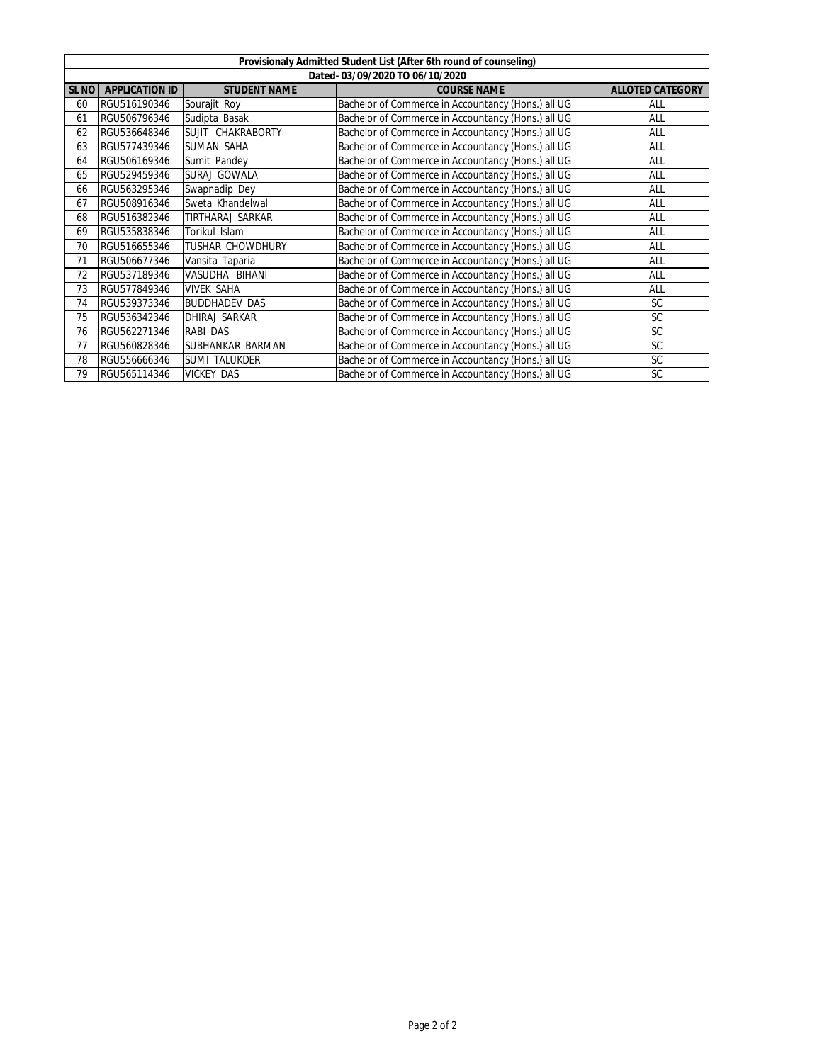| Provisionaly Admitted Student List (After 6th round of counseling) | | | | |
|---|---|---|---|---|
| Dated- 03/09/2020 TO 06/10/2020 | | | | |
| SL NO | APPLICATION ID | STUDENT NAME | COURSE NAME | ALLOTED CATEGORY |
| 60 | RGU516190346 | Sourajit Roy | Bachelor of Commerce in Accountancy (Hons.) all UG | ALL |
| 61 | RGU506796346 | Sudipta Basak | Bachelor of Commerce in Accountancy (Hons.) all UG | ALL |
| 62 | RGU536648346 | SUJIT CHAKRABORTY | Bachelor of Commerce in Accountancy (Hons.) all UG | ALL |
| 63 | RGU577439346 | SUMAN SAHA | Bachelor of Commerce in Accountancy (Hons.) all UG | ALL |
| 64 | RGU506169346 | Sumit Pandey | Bachelor of Commerce in Accountancy (Hons.) all UG | ALL |
| 65 | RGU529459346 | SURAJ GOWALA | Bachelor of Commerce in Accountancy (Hons.) all UG | ALL |
| 66 | RGU563295346 | Swapnadip Dey | Bachelor of Commerce in Accountancy (Hons.) all UG | ALL |
| 67 | RGU508916346 | Sweta Khandelwal | Bachelor of Commerce in Accountancy (Hons.) all UG | ALL |
| 68 | RGU516382346 | TIRTHARAJ SARKAR | Bachelor of Commerce in Accountancy (Hons.) all UG | ALL |
| 69 | RGU535838346 | Torikul Islam | Bachelor of Commerce in Accountancy (Hons.) all UG | ALL |
| 70 | RGU516655346 | TUSHAR CHOWDHURY | Bachelor of Commerce in Accountancy (Hons.) all UG | ALL |
| 71 | RGU506677346 | Vansita Taparia | Bachelor of Commerce in Accountancy (Hons.) all UG | ALL |
| 72 | RGU537189346 | VASUDHA BIHANI | Bachelor of Commerce in Accountancy (Hons.) all UG | ALL |
| 73 | RGU577849346 | VIVEK SAHA | Bachelor of Commerce in Accountancy (Hons.) all UG | ALL |
| 74 | RGU539373346 | BUDDHADEV DAS | Bachelor of Commerce in Accountancy (Hons.) all UG | SC |
| 75 | RGU536342346 | DHIRAJ SARKAR | Bachelor of Commerce in Accountancy (Hons.) all UG | SC |
| 76 | RGU562271346 | RABI DAS | Bachelor of Commerce in Accountancy (Hons.) all UG | SC |
| 77 | RGU560828346 | SUBHANKAR BARMAN | Bachelor of Commerce in Accountancy (Hons.) all UG | SC |
| 78 | RGU556666346 | SUMI TALUKDER | Bachelor of Commerce in Accountancy (Hons.) all UG | SC |
| 79 | RGU565114346 | VICKEY DAS | Bachelor of Commerce in Accountancy (Hons.) all UG | SC |